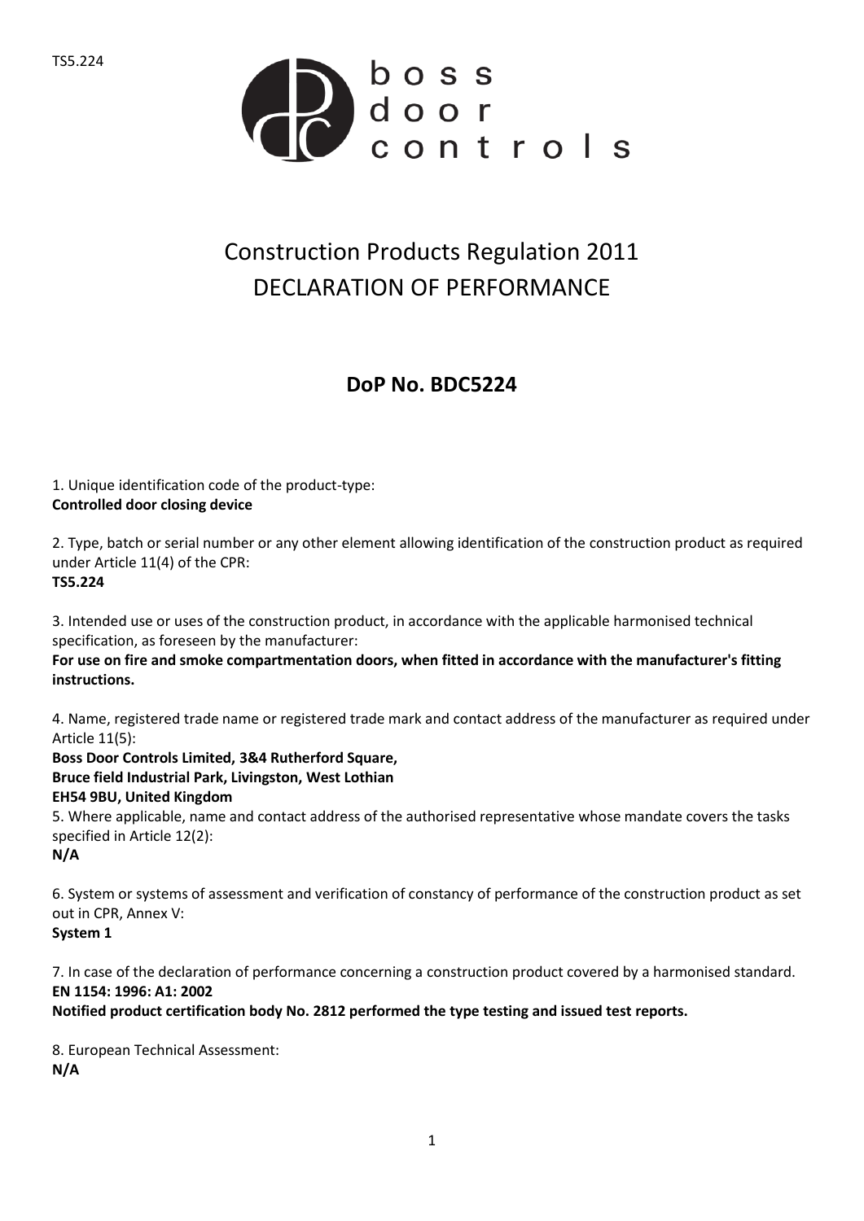TS5.224

boss door controls

# Construction Products Regulation 2011
# DECLARATION OF PERFORMANCE

## DoP No. BDC5224

1. Unique identification code of the product-type:
**Controlled door closing device**

2. Type, batch or serial number or any other element allowing identification of the construction product as required under Article 11(4) of the CPR:
**TS5.224**

3. Intended use or uses of the construction product, in accordance with the applicable harmonised technical specification, as foreseen by the manufacturer:
**For use on fire and smoke compartmentation doors, when fitted in accordance with the manufacturer's fitting instructions.**

4. Name, registered trade name or registered trade mark and contact address of the manufacturer as required under Article 11(5):
**Boss Door Controls Limited, 3&4 Rutherford Square,**
**Bruce field Industrial Park, Livingston, West Lothian**
**EH54 9BU, United Kingdom**

5. Where applicable, name and contact address of the authorised representative whose mandate covers the tasks specified in Article 12(2):
**N/A**

6. System or systems of assessment and verification of constancy of performance of the construction product as set out in CPR, Annex V:
**System 1**

7. In case of the declaration of performance concerning a construction product covered by a harmonised standard.
**EN 1154: 1996: A1: 2002**
**Notified product certification body No. 2812 performed the type testing and issued test reports.**

8. European Technical Assessment:
**N/A**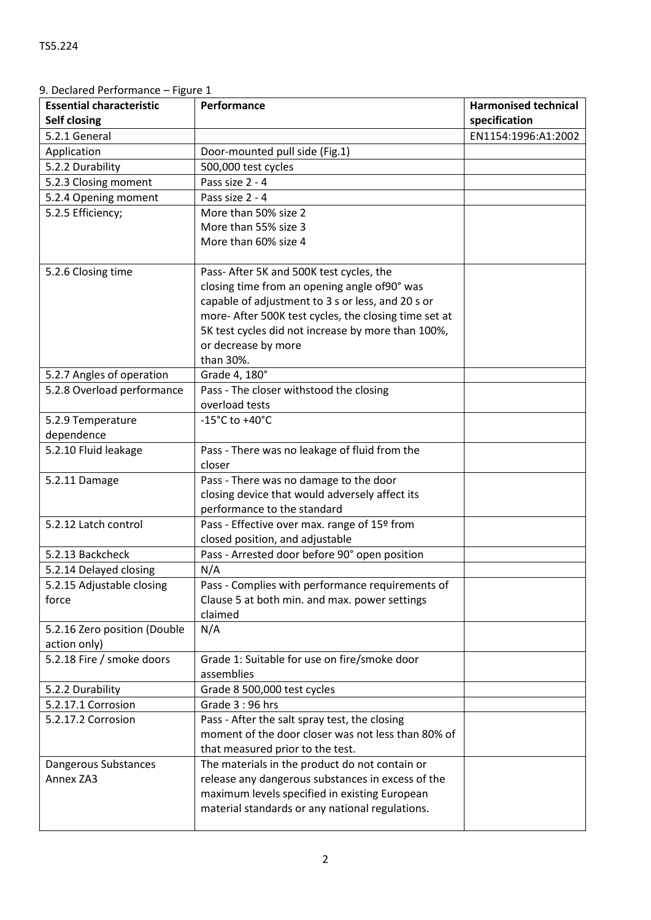9. Declared Performance – Figure 1

| Essential characteristic<br>Self closing | Performance | Harmonised technical specification |
|---|---|---|
| 5.2.1 General | | EN1154:1996:A1:2002 |
| Application | Door-mounted pull side (Fig.1) | |
| 5.2.2 Durability | 500,000 test cycles | |
| 5.2.3 Closing moment | Pass size 2 - 4 | |
| 5.2.4 Opening moment | Pass size 2 - 4 | |
| 5.2.5 Efficiency; | More than 50% size 2<br>More than 55% size 3<br>More than 60% size 4 | |
| 5.2.6 Closing time | Pass- After 5K and 500K test cycles, the closing time from an opening angle of90° was capable of adjustment to 3 s or less, and 20 s or more- After 500K test cycles, the closing time set at 5K test cycles did not increase by more than 100%, or decrease by more than 30%. | |
| 5.2.7 Angles of operation | Grade 4, 180° | |
| 5.2.8 Overload performance | Pass - The closer withstood the closing overload tests | |
| 5.2.9 Temperature dependence | -15°C to +40°C | |
| 5.2.10 Fluid leakage | Pass - There was no leakage of fluid from the closer | |
| 5.2.11 Damage | Pass - There was no damage to the door closing device that would adversely affect its performance to the standard | |
| 5.2.12 Latch control | Pass - Effective over max. range of 15º from closed position, and adjustable | |
| 5.2.13 Backcheck | Pass - Arrested door before 90° open position | |
| 5.2.14 Delayed closing | N/A | |
| 5.2.15 Adjustable closing force | Pass - Complies with performance requirements of Clause 5 at both min. and max. power settings claimed | |
| 5.2.16 Zero position (Double action only) | N/A | |
| 5.2.18 Fire / smoke doors | Grade 1: Suitable for use on fire/smoke door assemblies | |
| 5.2.2 Durability | Grade 8 500,000 test cycles | |
| 5.2.17.1 Corrosion | Grade 3 : 96 hrs | |
| 5.2.17.2 Corrosion | Pass - After the salt spray test, the closing moment of the door closer was not less than 80% of that measured prior to the test. | |
| Dangerous Substances Annex ZA3 | The materials in the product do not contain or release any dangerous substances in excess of the maximum levels specified in existing European material standards or any national regulations. | |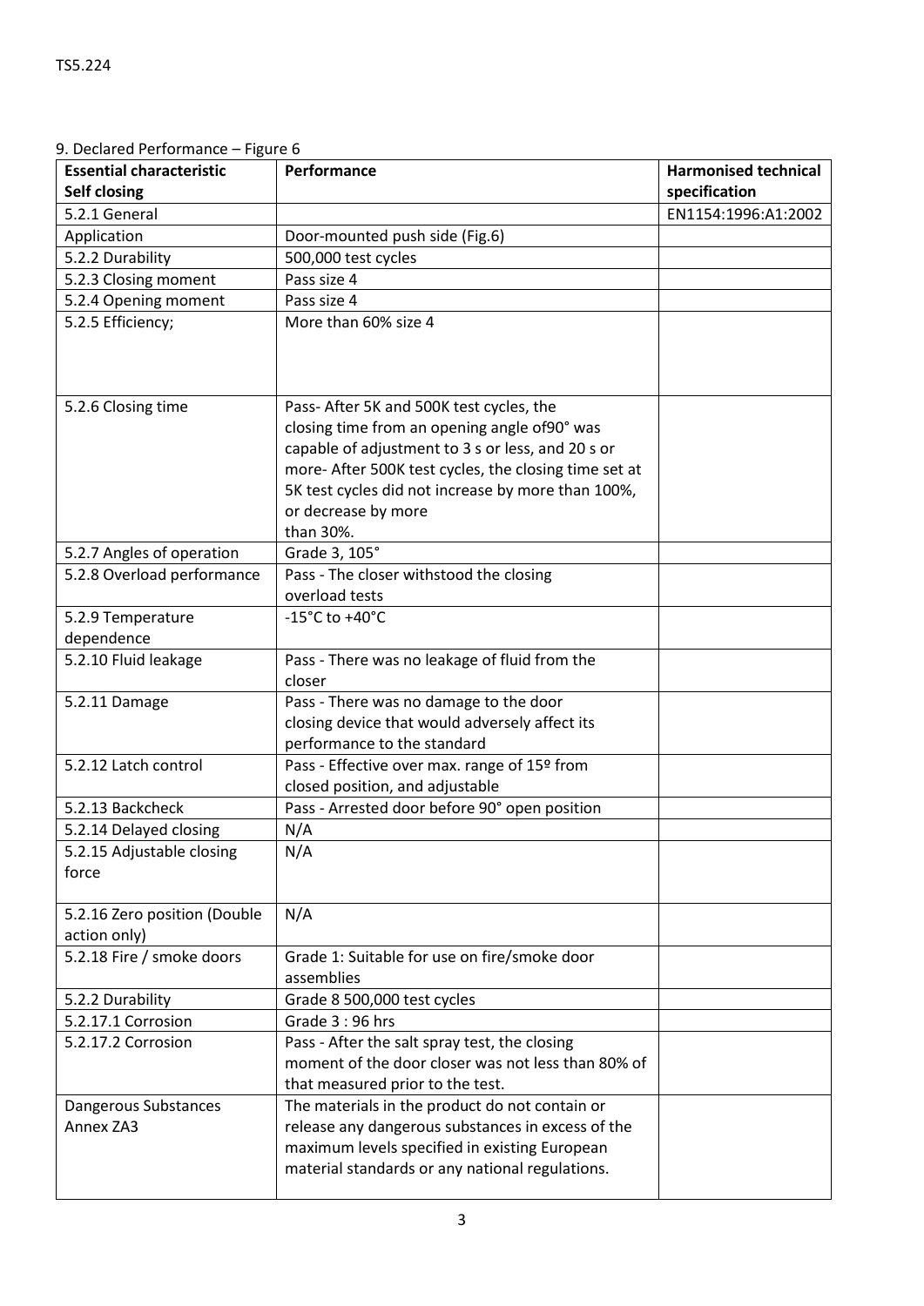9. Declared Performance – Figure 6

| Essential characteristic Self closing | Performance | Harmonised technical specification |
|---|---|---|
| 5.2.1 General | | EN1154:1996:A1:2002 |
| Application | Door-mounted push side (Fig.6) | |
| 5.2.2 Durability | 500,000 test cycles | |
| 5.2.3 Closing moment | Pass size 4 | |
| 5.2.4 Opening moment | Pass size 4 | |
| 5.2.5 Efficiency; | More than 60% size 4 | |
| 5.2.6 Closing time | Pass- After 5K and 500K test cycles, the closing time from an opening angle of90° was capable of adjustment to 3 s or less, and 20 s or more- After 500K test cycles, the closing time set at 5K test cycles did not increase by more than 100%, or decrease by more than 30%. | |
| 5.2.7 Angles of operation | Grade 3, 105° | |
| 5.2.8 Overload performance | Pass - The closer withstood the closing overload tests | |
| 5.2.9 Temperature dependence | -15°C to +40°C | |
| 5.2.10 Fluid leakage | Pass - There was no leakage of fluid from the closer | |
| 5.2.11 Damage | Pass - There was no damage to the door closing device that would adversely affect its performance to the standard | |
| 5.2.12 Latch control | Pass - Effective over max. range of 15º from closed position, and adjustable | |
| 5.2.13 Backcheck | Pass - Arrested door before 90° open position | |
| 5.2.14 Delayed closing | N/A | |
| 5.2.15 Adjustable closing force | N/A | |
| 5.2.16 Zero position (Double action only) | N/A | |
| 5.2.18 Fire / smoke doors | Grade 1: Suitable for use on fire/smoke door assemblies | |
| 5.2.2 Durability | Grade 8 500,000 test cycles | |
| 5.2.17.1 Corrosion | Grade 3 : 96 hrs | |
| 5.2.17.2 Corrosion | Pass - After the salt spray test, the closing moment of the door closer was not less than 80% of that measured prior to the test. | |
| Dangerous Substances Annex ZA3 | The materials in the product do not contain or release any dangerous substances in excess of the maximum levels specified in existing European material standards or any national regulations. | |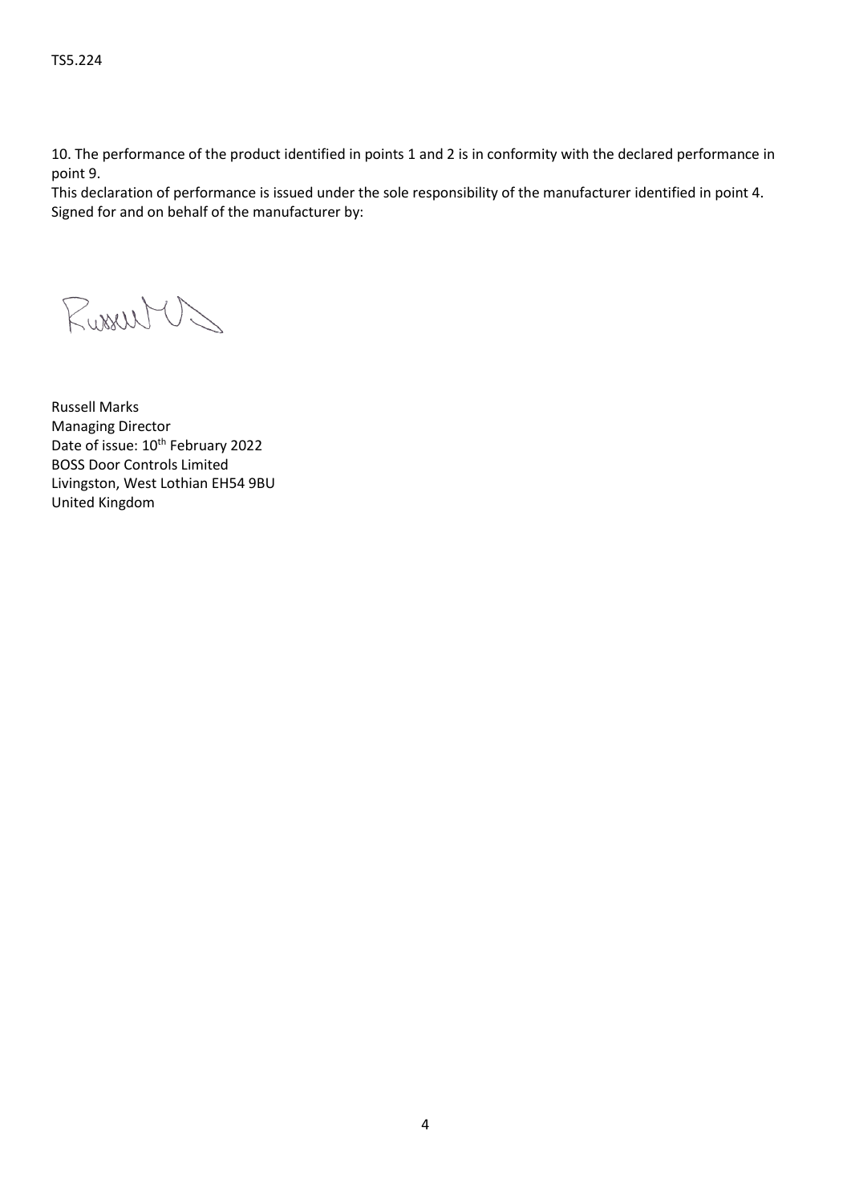TS5.224

10. The performance of the product identified in points 1 and 2 is in conformity with the declared performance in point 9.
This declaration of performance is issued under the sole responsibility of the manufacturer identified in point 4.
Signed for and on behalf of the manufacturer by:

Russell Marks
Managing Director
Date of issue: 10th February 2022
BOSS Door Controls Limited
Livingston, West Lothian EH54 9BU
United Kingdom